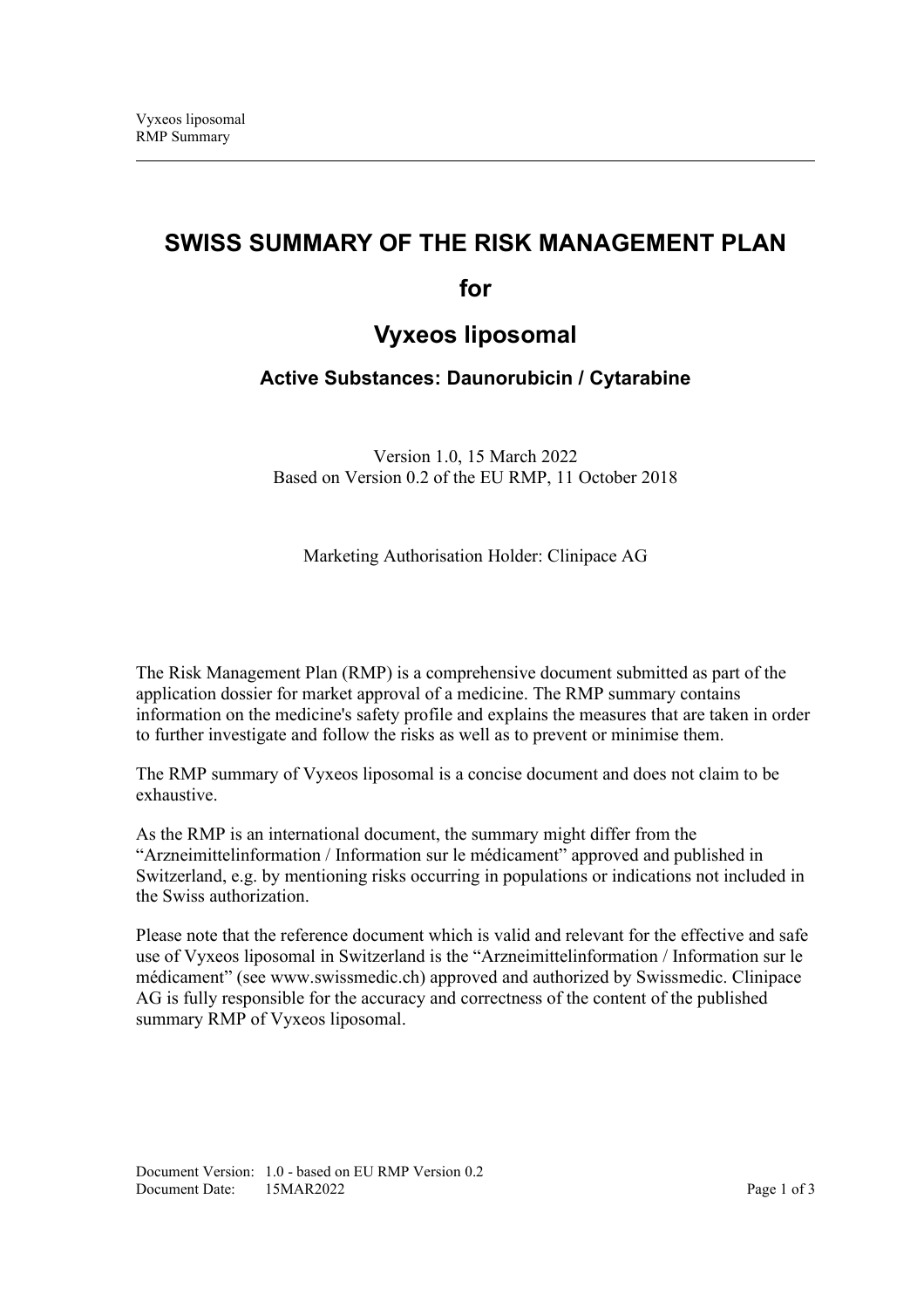# SWISS SUMMARY OF THE RISK MANAGEMENT PLAN

## for

# Vyxeos liposomal

### Active Substances: Daunorubicin / Cytarabine

Version 1.0, 15 March 2022
Based on Version 0.2 of the EU RMP, 11 October 2018

Marketing Authorisation Holder: Clinipace AG

The Risk Management Plan (RMP) is a comprehensive document submitted as part of the application dossier for market approval of a medicine. The RMP summary contains information on the medicine's safety profile and explains the measures that are taken in order to further investigate and follow the risks as well as to prevent or minimise them.

The RMP summary of Vyxeos liposomal is a concise document and does not claim to be exhaustive.

As the RMP is an international document, the summary might differ from the "Arzneimittelinformation / Information sur le médicament" approved and published in Switzerland, e.g. by mentioning risks occurring in populations or indications not included in the Swiss authorization.

Please note that the reference document which is valid and relevant for the effective and safe use of Vyxeos liposomal in Switzerland is the "Arzneimittelinformation / Information sur le médicament" (see www.swissmedic.ch) approved and authorized by Swissmedic. Clinipace AG is fully responsible for the accuracy and correctness of the content of the published summary RMP of Vyxeos liposomal.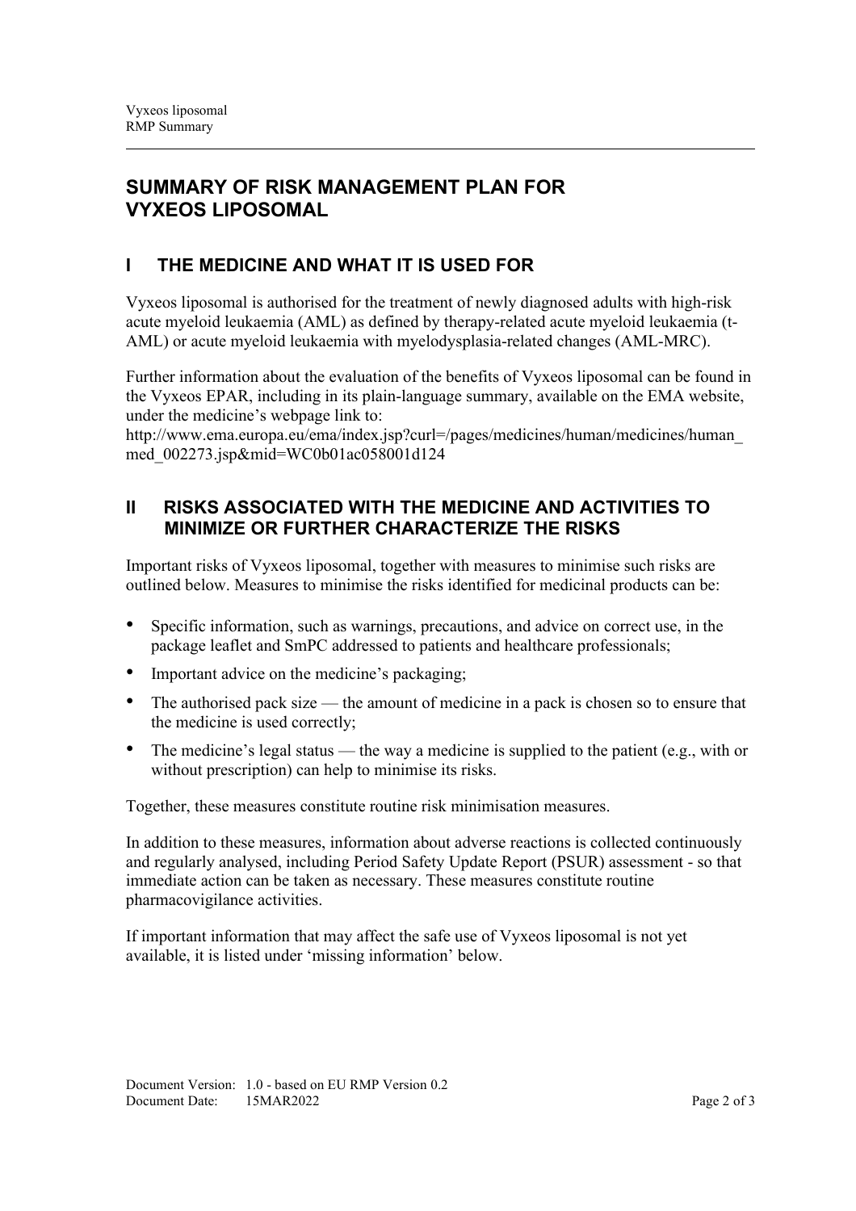# SUMMARY OF RISK MANAGEMENT PLAN FOR VYXEOS LIPOSOMAL

## I THE MEDICINE AND WHAT IT IS USED FOR

Vyxeos liposomal is authorised for the treatment of newly diagnosed adults with high-risk acute myeloid leukaemia (AML) as defined by therapy-related acute myeloid leukaemia (t-AML) or acute myeloid leukaemia with myelodysplasia-related changes (AML-MRC).

Further information about the evaluation of the benefits of Vyxeos liposomal can be found in the Vyxeos EPAR, including in its plain-language summary, available on the EMA website, under the medicine's webpage link to:
http://www.ema.europa.eu/ema/index.jsp?curl=/pages/medicines/human/medicines/human_med_002273.jsp&mid=WC0b01ac058001d124

## II RISKS ASSOCIATED WITH THE MEDICINE AND ACTIVITIES TO MINIMIZE OR FURTHER CHARACTERIZE THE RISKS

Important risks of Vyxeos liposomal, together with measures to minimise such risks are outlined below. Measures to minimise the risks identified for medicinal products can be:

- Specific information, such as warnings, precautions, and advice on correct use, in the package leaflet and SmPC addressed to patients and healthcare professionals;
- Important advice on the medicine's packaging;
- The authorised pack size — the amount of medicine in a pack is chosen so to ensure that the medicine is used correctly;
- The medicine's legal status — the way a medicine is supplied to the patient (e.g., with or without prescription) can help to minimise its risks.

Together, these measures constitute routine risk minimisation measures.

In addition to these measures, information about adverse reactions is collected continuously and regularly analysed, including Period Safety Update Report (PSUR) assessment - so that immediate action can be taken as necessary. These measures constitute routine pharmacovigilance activities.

If important information that may affect the safe use of Vyxeos liposomal is not yet available, it is listed under 'missing information' below.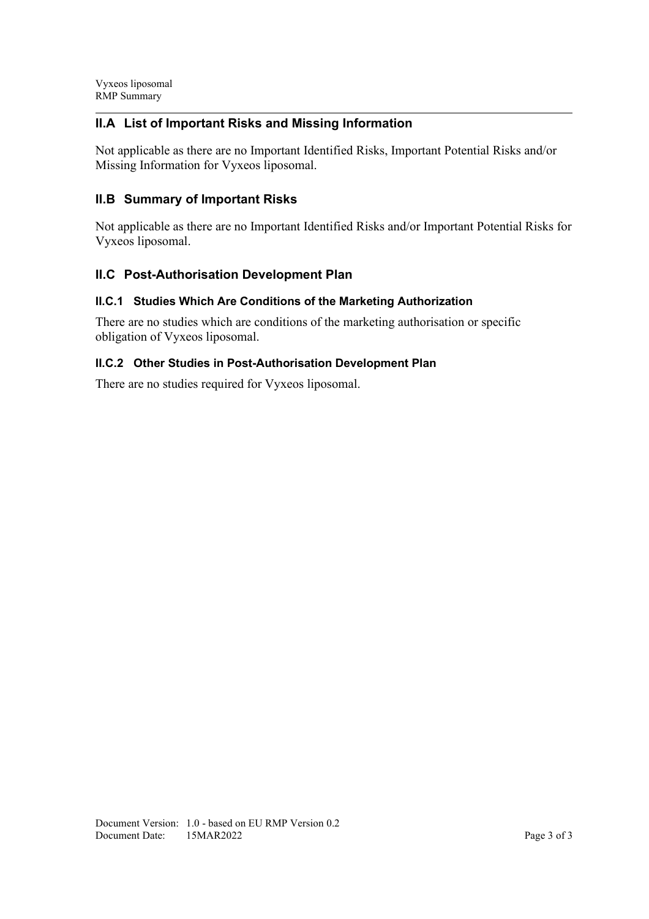## II.A List of Important Risks and Missing Information

Not applicable as there are no Important Identified Risks, Important Potential Risks and/or Missing Information for Vyxeos liposomal.

## II.B Summary of Important Risks

Not applicable as there are no Important Identified Risks and/or Important Potential Risks for Vyxeos liposomal.

## II.C Post-Authorisation Development Plan

### II.C.1 Studies Which Are Conditions of the Marketing Authorization

There are no studies which are conditions of the marketing authorisation or specific obligation of Vyxeos liposomal.

### II.C.2 Other Studies in Post-Authorisation Development Plan

There are no studies required for Vyxeos liposomal.